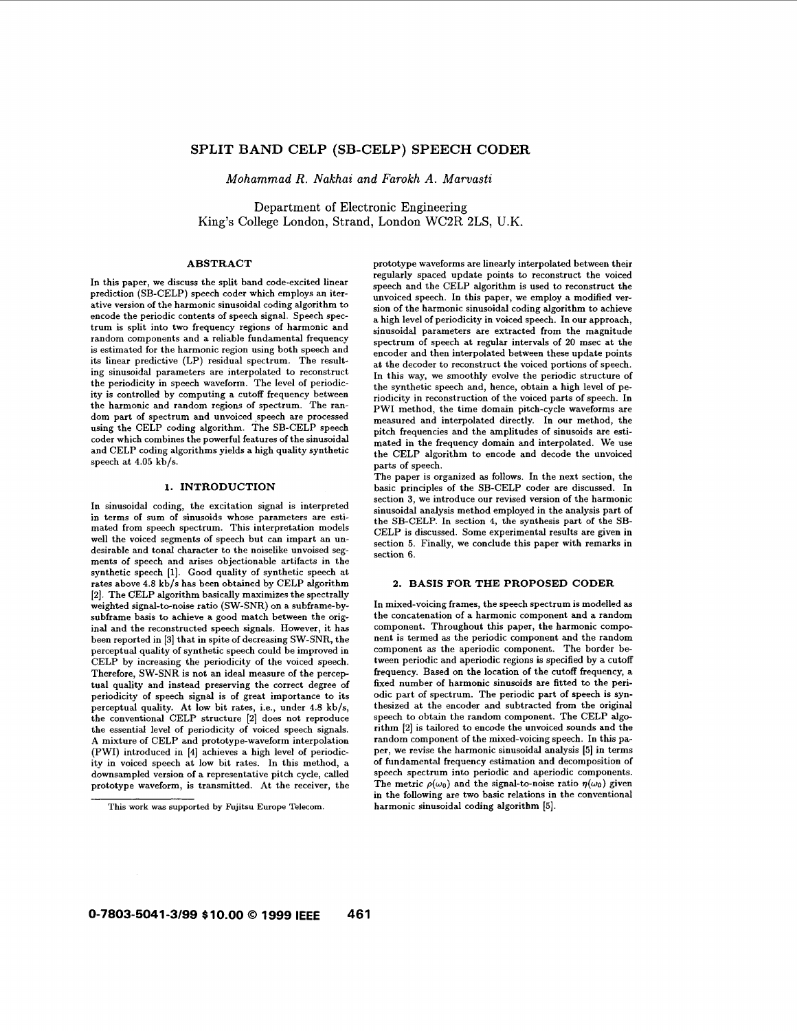# SPLIT BAND CELP (SB-CELP) SPEECH CODER

*Mohammad R. Nakhai and Farokh A. Marvasti*

Department of Electronic Engineering
King's College London, Strand, London WC2R 2LS, U.K.

## ABSTRACT

In this paper, we discuss the split band code-excited linear prediction (SB-CELP) speech coder which employs an iterative version of the harmonic sinusoidal coding algorithm to encode the periodic contents of speech signal. Speech spectrum is split into two frequency regions of harmonic and random components and a reliable fundamental frequency is estimated for the harmonic region using both speech and its linear predictive (LP) residual spectrum. The resulting sinusoidal parameters are interpolated to reconstruct the periodicity in speech waveform. The level of periodicity is controlled by computing a cutoff frequency between the harmonic and random regions of spectrum. The random part of spectrum and unvoiced speech are processed using the CELP coding algorithm. The SB-CELP speech coder which combines the powerful features of the sinusoidal and CELP coding algorithms yields a high quality synthetic speech at 4.05 kb/s.

## 1. INTRODUCTION

In sinusoidal coding, the excitation signal is interpreted in terms of sum of sinusoids whose parameters are estimated from speech spectrum. This interpretation models well the voiced segments of speech but can impart an undesirable and tonal character to the noiselike unvoiced segments of speech and arises objectionable artifacts in the synthetic speech [1]. Good quality of synthetic speech at rates above 4.8 kb/s has been obtained by CELP algorithm [2]. The CELP algorithm basically maximizes the spectrally weighted signal-to-noise ratio (SW-SNR) on a subframe-by-subframe basis to achieve a good match between the original and the reconstructed speech signals. However, it has been reported in [3] that in spite of decreasing SW-SNR, the perceptual quality of synthetic speech could be improved in CELP by increasing the periodicity of the voiced speech. Therefore, SW-SNR is not an ideal measure of the perceptual quality and instead preserving the correct degree of periodicity of speech signal is of great importance to its perceptual quality. At low bit rates, i.e., under 4.8 kb/s, the conventional CELP structure [2] does not reproduce the essential level of periodicity of voiced speech signals. A mixture of CELP and prototype-waveform interpolation (PWI) introduced in [4] achieves a high level of periodicity in voiced speech at low bit rates. In this method, a downsampled version of a representative pitch cycle, called prototype waveform, is transmitted. At the receiver, the prototype waveforms are linearly interpolated between their regularly spaced update points to reconstruct the voiced speech and the CELP algorithm is used to reconstruct the unvoiced speech. In this paper, we employ a modified version of the harmonic sinusoidal coding algorithm to achieve a high level of periodicity in voiced speech. In our approach, sinusoidal parameters are extracted from the magnitude spectrum of speech at regular intervals of 20 msec at the encoder and then interpolated between these update points at the decoder to reconstruct the voiced portions of speech. In this way, we smoothly evolve the periodic structure of the synthetic speech and, hence, obtain a high level of periodicity in reconstruction of the voiced parts of speech. In PWI method, the time domain pitch-cycle waveforms are measured and interpolated directly. In our method, the pitch frequencies and the amplitudes of sinusoids are estimated in the frequency domain and interpolated. We use the CELP algorithm to encode and decode the unvoiced parts of speech.

The paper is organized as follows. In the next section, the basic principles of the SB-CELP coder are discussed. In section 3, we introduce our revised version of the harmonic sinusoidal analysis method employed in the analysis part of the SB-CELP. In section 4, the synthesis part of the SB-CELP is discussed. Some experimental results are given in section 5. Finally, we conclude this paper with remarks in section 6.

## 2. BASIS FOR THE PROPOSED CODER

In mixed-voicing frames, the speech spectrum is modelled as the concatenation of a harmonic component and a random component. Throughout this paper, the harmonic component is termed as the periodic component and the random component as the aperiodic component. The border between periodic and aperiodic regions is specified by a cutoff frequency. Based on the location of the cutoff frequency, a fixed number of harmonic sinusoids are fitted to the periodic part of spectrum. The periodic part of speech is synthesized at the encoder and subtracted from the original speech to obtain the random component. The CELP algorithm [2] is tailored to encode the unvoiced sounds and the random component of the mixed-voicing speech. In this paper, we revise the harmonic sinusoidal analysis [5] in terms of fundamental frequency estimation and decomposition of speech spectrum into periodic and aperiodic components. The metric $\rho(\omega_0)$ and the signal-to-noise ratio $\eta(\omega_0)$ given in the following are two basic relations in the conventional harmonic sinusoidal coding algorithm [5].

This work was supported by Fujitsu Europe Telecom.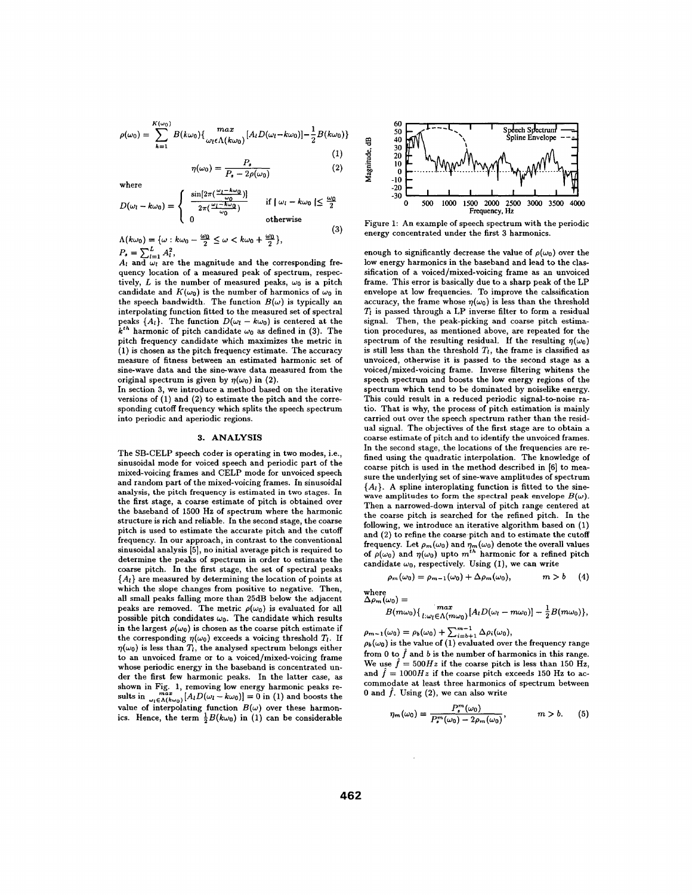$$\rho(\omega_0) = \sum_{k=1}^{K(\omega_0)} B(k\omega_0)\{\max_{\omega_l \epsilon \Lambda(k\omega_0)} [A_l D(\omega_l - k\omega_0)] - \frac{1}{2}B(k\omega_0)\} \quad (1)$$

$$\eta(\omega_0) = \frac{P_s}{P_s - 2\rho(\omega_0)} \quad (2)$$

where

$$D(\omega_l - k\omega_0) = \begin{cases} \frac{\sin[2\pi(\frac{\omega_l - k\omega_0}{\omega_0})]}{2\pi(\frac{\omega_l - k\omega_0}{\omega_0})} & \text{if } |\omega_l - k\omega_0| \leq \frac{\omega_0}{2} \\ 0 & \text{otherwise} \end{cases} \quad (3)$$

$\Lambda(k\omega_0) = \{\omega : k\omega_0 - \frac{\omega_0}{2} \leq \omega < k\omega_0 + \frac{\omega_0}{2}\}$,
$P_s = \sum_{l=1}^{L} A_l^2$,
$A_l$ and $\omega_l$ are the magnitude and the corresponding frequency location of a measured peak of spectrum, respectively, $L$ is the number of measured peaks, $\omega_0$ is a pitch candidate and $K(\omega_0)$ is the number of harmonics of $\omega_0$ in the speech bandwidth. The function $B(\omega)$ is typically an interpolating function fitted to the measured set of spectral peaks $\{A_l\}$. The function $D(\omega_l - k\omega_0)$ is centered at the $k^{th}$ harmonic of pitch candidate $\omega_0$ as defined in (3). The pitch frequency candidate which maximizes the metric in (1) is chosen as the pitch frequency estimate. The accuracy measure of fitness between an estimated harmonic set of sine-wave data and the sine-wave data measured from the original spectrum is given by $\eta(\omega_0)$ in (2).

In section 3, we introduce a method based on the iterative versions of (1) and (2) to estimate the pitch and the corresponding cutoff frequency which splits the speech spectrum into periodic and aperiodic regions.

## 3. ANALYSIS

The SB-CELP speech coder is operating in two modes, i.e., sinusoidal mode for voiced speech and periodic part of the mixed-voicing frames and CELP mode for unvoiced speech and random part of the mixed-voicing frames. In sinusoidal analysis, the pitch frequency is estimated in two stages. In the first stage, a coarse estimate of pitch is obtained over the baseband of 1500 Hz of spectrum where the harmonic structure is rich and reliable. In the second stage, the coarse pitch is used to estimate the accurate pitch and the cutoff frequency. In our approach, in contrast to the conventional sinusoidal analysis [5], no initial average pitch is required to determine the peaks of spectrum in order to estimate the coarse pitch. In the first stage, the set of spectral peaks $\{A_l\}$ are measured by determining the location of points at which the slope changes from positive to negative. Then, all small peaks falling more than 25dB below the adjacent peaks are removed. The metric $\rho(\omega_0)$ is evaluated for all possible pitch condidates $\omega_0$. The candidate which results in the largest $\rho(\omega_0)$ is chosen as the coarse pitch estimate if the corresponding $\eta(\omega_0)$ exceeds a voicing threshold $T_l$. If $\eta(\omega_0)$ is less than $T_l$, the analysed spectrum belongs either to an unvoiced frame or to a voiced/mixed-voicing frame whose periodic energy in the baseband is concentrated under the first few harmonic peaks. In the latter case, as shown in Fig. 1, removing low energy harmonic peaks results in $\max_{\omega_l \epsilon \Lambda(k\omega_0)} [A_l D(\omega_l - k\omega_0)] = 0$ in (1) and boosts the value of interpolating function $B(\omega)$ over these harmonics. Hence, the term $\frac{1}{2}B(k\omega_0)$ in (1) can be considerable

Figure 1: An example of speech spectrum with the periodic energy concentrated under the first 3 harmonics.

enough to significantly decrease the value of $\rho(\omega_0)$ over the low energy harmonics in the baseband and lead to the classification of a voiced/mixed-voicing frame as an unvoiced frame. This error is basically due to a sharp peak of the LP envelope at low frequencies. To improve the calssification accuracy, the frame whose $\eta(\omega_0)$ is less than the threshold $T_l$ is passed through a LP inverse filter to form a residual signal. Then, the peak-picking and coarse pitch estimation procedures, as mentioned above, are repeated for the spectrum of the resulting residual. If the resulting $\eta(\omega_0)$ is still less than the threshold $T_l$, the frame is classified as unvoiced, otherwise it is passed to the second stage as a voiced/mixed-voicing frame. Inverse filtering whitens the speech spectrum and boosts the low energy regions of the spectrum which tend to be dominated by noiselike energy. This could result in a reduced periodic signal-to-noise ratio. That is why, the process of pitch estimation is mainly carried out over the speech spectrum rather than the residual signal. The objectives of the first stage are to obtain a coarse estimate of pitch and to identify the unvoiced frames. In the second stage, the locations of the frequencies are refined using the quadratic interpolation. The knowledge of coarse pitch is used in the method described in [6] to measure the underlying set of sine-wave amplitudes of spectrum $\{A_l\}$. A spline interpolating function is fitted to the sine-wave amplitudes to form the spectral peak envelope $B(\omega)$. Then a narrowed-down interval of pitch range centered at the coarse pitch is searched for the refined pitch. In the following, we introduce an iterative algorithm based on (1) and (2) to refine the coarse pitch and to estimate the cutoff frequency. Let $\rho_m(\omega_0)$ and $\eta_m(\omega_0)$ denote the overall values of $\rho(\omega_0)$ and $\eta(\omega_0)$ upto $m^{th}$ harmonic for a refined pitch candidate $\omega_0$, respectively. Using (1), we can write

$$\rho_m(\omega_0) = \rho_{m-1}(\omega_0) + \Delta\rho_m(\omega_0), \qquad m > b \quad (4)$$

where
$$\Delta\rho_m(\omega_0) = B(m\omega_0)\{\max_{l:\omega_l \epsilon \Lambda(m\omega_0)} [A_l D(\omega_l - m\omega_0)] - \frac{1}{2}B(m\omega_0)\},$$

$\rho_{m-1}(\omega_0) = \rho_b(\omega_0) + \sum_{i=b+1}^{m-1} \Delta\rho_i(\omega_0)$,
$\rho_b(\omega_0)$ is the value of (1) evaluated over the frequency range from 0 to $\hat{f}$ and $b$ is the number of harmonics in this range. We use $\hat{f} = 500Hz$ if the coarse pitch is less than 150 Hz, and $\hat{f} = 1000Hz$ if the coarse pitch exceeds 150 Hz to accommodate at least three harmonics of spectrum between 0 and $\hat{f}$. Using (2), we can also write

$$\eta_m(\omega_0) = \frac{P_s^m(\omega_0)}{P_s^m(\omega_0) - 2\rho_m(\omega_0)}, \qquad m > b. \quad (5)$$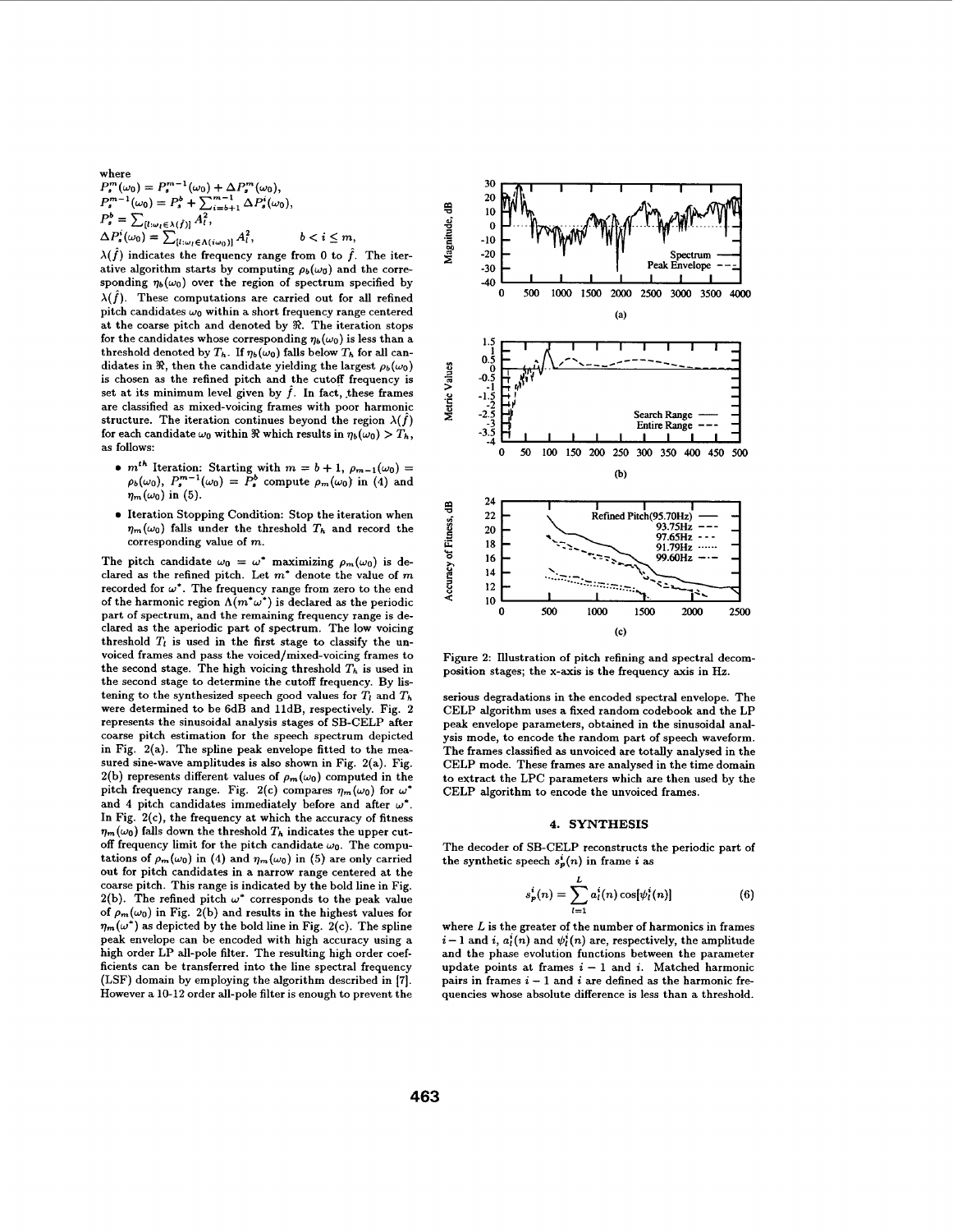where

$$P_s^m(\omega_0) = P_s^{m-1}(\omega_0) + \Delta P_s^m(\omega_0),$$
$$P_s^{m-1}(\omega_0) = P_s^b + \sum_{i=b+1}^{m-1} \Delta P_s^i(\omega_0),$$
$$P_s^b = \sum_{[l:\omega_l \in \lambda(\hat{f})]} A_l^2,$$
$$\Delta P_s^i(\omega_0) = \sum_{[l:\omega_l \in \Lambda(i\omega_0)]} A_l^2, \qquad b < i \le m,$$

$\lambda(\hat{f})$ indicates the frequency range from 0 to $\hat{f}$. The iterative algorithm starts by computing $\rho_b(\omega_0)$ and the corresponding $\eta_b(\omega_0)$ over the region of spectrum specified by $\lambda(\hat{f})$. These computations are carried out for all refined pitch candidates $\omega_0$ within a short frequency range centered at the coarse pitch and denoted by $\Re$. The iteration stops for the candidates whose corresponding $\eta_b(\omega_0)$ is less than a threshold denoted by $T_h$. If $\eta_b(\omega_0)$ falls below $T_h$ for all candidates in $\Re$, then the candidate yielding the largest $\rho_b(\omega_0)$ is chosen as the refined pitch and the cutoff frequency is set at its minimum level given by $\hat{f}$. In fact, these frames are classified as mixed-voicing frames with poor harmonic structure. The iteration continues beyond the region $\lambda(\hat{f})$ for each candidate $\omega_0$ within $\Re$ which results in $\eta_b(\omega_0) > T_h$, as follows:

- $m^{th}$ Iteration: Starting with $m = b+1$, $\rho_{m-1}(\omega_0) = \rho_b(\omega_0)$, $P_s^{m-1}(\omega_0) = P_s^b$ compute $\rho_m(\omega_0)$ in (4) and $\eta_m(\omega_0)$ in (5).
- Iteration Stopping Condition: Stop the iteration when $\eta_m(\omega_0)$ falls under the threshold $T_h$ and record the corresponding value of $m$.

The pitch candidate $\omega_0 = \omega^*$ maximizing $\rho_m(\omega_0)$ is declared as the refined pitch. Let $m^*$ denote the value of $m$ recorded for $\omega^*$. The frequency range from zero to the end of the harmonic region $\Lambda(m^*\omega^*)$ is declared as the periodic part of spectrum, and the remaining frequency range is declared as the aperiodic part of spectrum. The low voicing threshold $T_l$ is used in the first stage to classify the unvoiced frames and pass the voiced/mixed-voicing frames to the second stage. The high voicing threshold $T_h$ is used in the second stage to determine the cutoff frequency. By listening to the synthesized speech good values for $T_l$ and $T_h$ were determined to be 6dB and 11dB, respectively. Fig. 2 represents the sinusoidal analysis stages of SB-CELP after coarse pitch estimation for the speech spectrum depicted in Fig. 2(a). The spline peak envelope fitted to the measured sine-wave amplitudes is also shown in Fig. 2(a). Fig. 2(b) represents different values of $\rho_m(\omega_0)$ computed in the pitch frequency range. Fig. 2(c) compares $\eta_m(\omega_0)$ for $\omega^*$ and 4 pitch candidates immediately before and after $\omega^*$. In Fig. 2(c), the frequency at which the accuracy of fitness $\eta_m(\omega_0)$ falls down the threshold $T_h$ indicates the upper cutoff frequency limit for the pitch candidate $\omega_0$. The computations of $\rho_m(\omega_0)$ in (4) and $\eta_m(\omega_0)$ in (5) are only carried out for pitch candidates in a narrow range centered at the coarse pitch. This range is indicated by the bold line in Fig. 2(b). The refined pitch $\omega^*$ corresponds to the peak value of $\rho_m(\omega_0)$ in Fig. 2(b) and results in the highest values for $\eta_m(\omega^*)$ as depicted by the bold line in Fig. 2(c). The spline peak envelope can be encoded with high accuracy using a high order LP all-pole filter. The resulting high order coefficients can be transferred into the line spectral frequency (LSF) domain by employing the algorithm described in [7]. However a 10-12 order all-pole filter is enough to prevent the serious degradations in the encoded spectral envelope. The CELP algorithm uses a fixed random codebook and the LP peak envelope parameters, obtained in the sinusoidal analysis mode, to encode the random part of speech waveform. The frames classified as unvoiced are totally analysed in the CELP mode. These frames are analysed in the time domain to extract the LPC parameters which are then used by the CELP algorithm to encode the unvoiced frames.

Figure 2: Illustration of pitch refining and spectral decomposition stages; the x-axis is the frequency axis in Hz.

## 4. SYNTHESIS

The decoder of SB-CELP reconstructs the periodic part of the synthetic speech $s_p^i(n)$ in frame $i$ as

$$s_p^i(n) = \sum_{l=1}^{L} a_l^i(n) \cos[\psi_l^i(n)] \tag{6}$$

where $L$ is the greater of the number of harmonics in frames $i-1$ and $i$, $a_l^i(n)$ and $\psi_l^i(n)$ are, respectively, the amplitude and the phase evolution functions between the parameter update points at frames $i-1$ and $i$. Matched harmonic pairs in frames $i-1$ and $i$ are defined as the harmonic frequencies whose absolute difference is less than a threshold.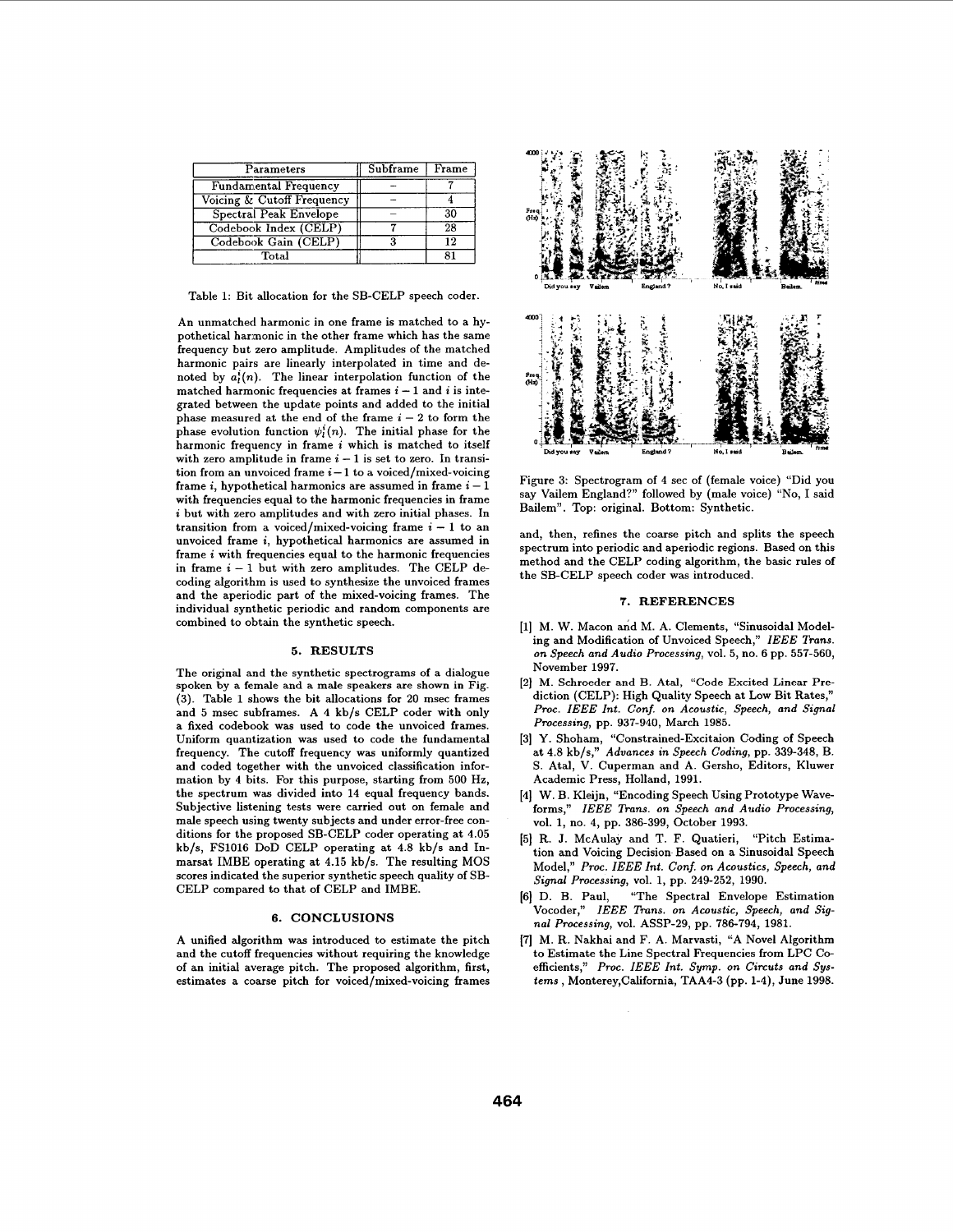| Parameters | Subframe | Frame |
|---|---|---|
| Fundamental Frequency | – | 7 |
| Voicing & Cutoff Frequency | – | 4 |
| Spectral Peak Envelope | – | 30 |
| Codebook Index (CELP) | 7 | 28 |
| Codebook Gain (CELP) | 3 | 12 |
| Total | | 81 |

Table 1: Bit allocation for the SB-CELP speech coder.

An unmatched harmonic in one frame is matched to a hypothetical harmonic in the other frame which has the same frequency but zero amplitude. Amplitudes of the matched harmonic pairs are linearly interpolated in time and denoted by $a_l^i(n)$. The linear interpolation function of the matched harmonic frequencies at frames $i-1$ and $i$ is integrated between the update points and added to the initial phase measured at the end of the frame $i-2$ to form the phase evolution function $\psi_l^i(n)$. The initial phase for the harmonic frequency in frame $i$ which is matched to itself with zero amplitude in frame $i-1$ is set to zero. In transition from an unvoiced frame $i-1$ to a voiced/mixed-voicing frame $i$, hypothetical harmonics are assumed in frame $i-1$ with frequencies equal to the harmonic frequencies in frame $i$ but with zero amplitudes and with zero initial phases. In transition from a voiced/mixed-voicing frame $i-1$ to an unvoiced frame $i$, hypothetical harmonics are assumed in frame $i$ with frequencies equal to the harmonic frequencies in frame $i-1$ but with zero amplitudes. The CELP decoding algorithm is used to synthesize the unvoiced frames and the aperiodic part of the mixed-voicing frames. The individual synthetic periodic and random components are combined to obtain the synthetic speech.

## 5. RESULTS

The original and the synthetic spectrograms of a dialogue spoken by a female and a male speakers are shown in Fig. (3). Table 1 shows the bit allocations for 20 msec frames and 5 msec subframes. A 4 kb/s CELP coder with only a fixed codebook was used to code the unvoiced frames. Uniform quantization was used to code the fundamental frequency. The cutoff frequency was uniformly quantized and coded together with the unvoiced classification information by 4 bits. For this purpose, starting from 500 Hz, the spectrum was divided into 14 equal frequency bands. Subjective listening tests were carried out on female and male speech using twenty subjects and under error-free conditions for the proposed SB-CELP coder operating at 4.05 kb/s, FS1016 DoD CELP operating at 4.8 kb/s and Inmarsat IMBE operating at 4.15 kb/s. The resulting MOS scores indicated the superior synthetic speech quality of SB-CELP compared to that of CELP and IMBE.

## 6. CONCLUSIONS

A unified algorithm was introduced to estimate the pitch and the cutoff frequencies without requiring the knowledge of an initial average pitch. The proposed algorithm, first, estimates a coarse pitch for voiced/mixed-voicing frames and, then, refines the coarse pitch and splits the speech spectrum into periodic and aperiodic regions. Based on this method and the CELP coding algorithm, the basic rules of the SB-CELP speech coder was introduced.

4000
Freq (Hz)
0
Did you say Vailem England? No, I said Bailem. Time

4000
Freq (Hz)
0
Did you say Vailem England? No, I said Bailem. Time

Figure 3: Spectrogram of 4 sec of (female voice) "Did you say Vailem England?" followed by (male voice) "No, I said Bailem". Top: original. Bottom: Synthetic.

## 7. REFERENCES

[1] M. W. Macon and M. A. Clements, "Sinusoidal Modeling and Modification of Unvoiced Speech," *IEEE Trans. on Speech and Audio Processing*, vol. 5, no. 6 pp. 557-560, November 1997.

[2] M. Schroeder and B. Atal, "Code Excited Linear Prediction (CELP): High Quality Speech at Low Bit Rates," *Proc. IEEE Int. Conf. on Acoustic, Speech, and Signal Processing*, pp. 937-940, March 1985.

[3] Y. Shoham, "Constrained-Excitaion Coding of Speech at 4.8 kb/s," *Advances in Speech Coding*, pp. 339-348, B. S. Atal, V. Cuperman and A. Gersho, Editors, Kluwer Academic Press, Holland, 1991.

[4] W. B. Kleijn, "Encoding Speech Using Prototype Waveforms," *IEEE Trans. on Speech and Audio Processing*, vol. 1, no. 4, pp. 386-399, October 1993.

[5] R. J. McAulay and T. F. Quatieri, "Pitch Estimation and Voicing Decision Based on a Sinusoidal Speech Model," *Proc. IEEE Int. Conf. on Acoustics, Speech, and Signal Processing*, vol. 1, pp. 249-252, 1990.

[6] D. B. Paul, "The Spectral Envelope Estimation Vocoder," *IEEE Trans. on Acoustic, Speech, and Signal Processing*, vol. ASSP-29, pp. 786-794, 1981.

[7] M. R. Nakhai and F. A. Marvasti, "A Novel Algorithm to Estimate the Line Spectral Frequencies from LPC Coefficients," *Proc. IEEE Int. Symp. on Circuts and Systems*, Monterey,California, TAA4-3 (pp. 1-4), June 1998.